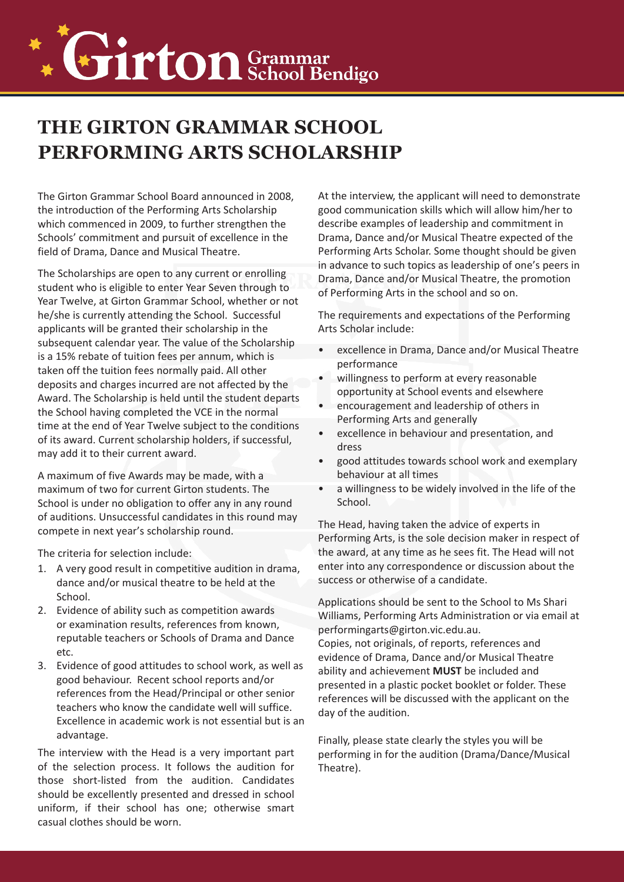# THE GIRTON GRAMMAR SCHOOL PERFORMING ARTS SCHOLARSHIP

The Girton Grammar School Board announced in 2008, the introduction of the Performing Arts Scholarship which commenced in 2009, to further strengthen the Schools' commitment and pursuit of excellence in the field of Drama, Dance and Musical Theatre.

The Scholarships are open to any current or enrolling student who is eligible to enter Year Seven through to Year Twelve, at Girton Grammar School, whether or not he/she is currently attending the School. Successful applicants will be granted their scholarship in the subsequent calendar year. The value of the Scholarship is a 15% rebate of tuition fees per annum, which is taken off the tuition fees normally paid. All other deposits and charges incurred are not affected by the Award. The Scholarship is held until the student departs the School having completed the VCE in the normal time at the end of Year Twelve subject to the conditions of its award. Current scholarship holders, if successful, may add it to their current award.

A maximum of five Awards may be made, with a maximum of two for current Girton students. The School is under no obligation to offer any in any round of auditions. Unsuccessful candidates in this round may compete in next year's scholarship round.

The criteria for selection include:

1. A very good result in competitive audition in drama, dance and/or musical theatre to be held at the School.
2. Evidence of ability such as competition awards or examination results, references from known, reputable teachers or Schools of Drama and Dance etc.
3. Evidence of good attitudes to school work, as well as good behaviour. Recent school reports and/or references from the Head/Principal or other senior teachers who know the candidate well will suffice. Excellence in academic work is not essential but is an advantage.

The interview with the Head is a very important part of the selection process. It follows the audition for those short-listed from the audition. Candidates should be excellently presented and dressed in school uniform, if their school has one; otherwise smart casual clothes should be worn.

At the interview, the applicant will need to demonstrate good communication skills which will allow him/her to describe examples of leadership and commitment in Drama, Dance and/or Musical Theatre expected of the Performing Arts Scholar. Some thought should be given in advance to such topics as leadership of one's peers in Drama, Dance and/or Musical Theatre, the promotion of Performing Arts in the school and so on.

The requirements and expectations of the Performing Arts Scholar include:

- excellence in Drama, Dance and/or Musical Theatre performance
- willingness to perform at every reasonable opportunity at School events and elsewhere
- encouragement and leadership of others in Performing Arts and generally
- excellence in behaviour and presentation, and dress
- good attitudes towards school work and exemplary behaviour at all times
- a willingness to be widely involved in the life of the School.

The Head, having taken the advice of experts in Performing Arts, is the sole decision maker in respect of the award, at any time as he sees fit. The Head will not enter into any correspondence or discussion about the success or otherwise of a candidate.

Applications should be sent to the School to Ms Shari Williams, Performing Arts Administration or via email at performingarts@girton.vic.edu.au.
Copies, not originals, of reports, references and evidence of Drama, Dance and/or Musical Theatre ability and achievement **MUST** be included and presented in a plastic pocket booklet or folder. These references will be discussed with the applicant on the day of the audition.

Finally, please state clearly the styles you will be performing in for the audition (Drama/Dance/Musical Theatre).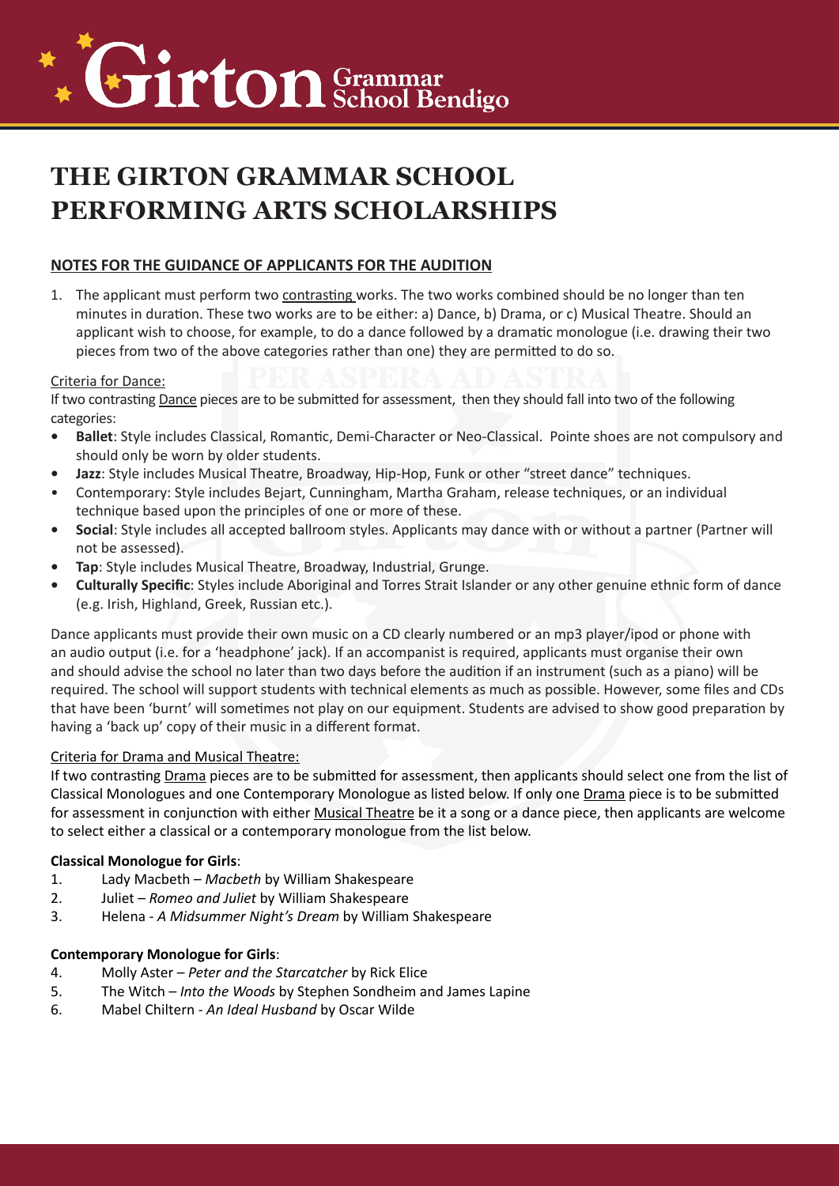# THE GIRTON GRAMMAR SCHOOL PERFORMING ARTS SCHOLARSHIPS

## NOTES FOR THE GUIDANCE OF APPLICANTS FOR THE AUDITION

1. The applicant must perform two contrasting works. The two works combined should be no longer than ten minutes in duration. These two works are to be either: a) Dance, b) Drama, or c) Musical Theatre. Should an applicant wish to choose, for example, to do a dance followed by a dramatic monologue (i.e. drawing their two pieces from two of the above categories rather than one) they are permitted to do so.

### Criteria for Dance:

If two contrasting Dance pieces are to be submitted for assessment, then they should fall into two of the following categories:

- **Ballet**: Style includes Classical, Romantic, Demi-Character or Neo-Classical. Pointe shoes are not compulsory and should only be worn by older students.
- **Jazz**: Style includes Musical Theatre, Broadway, Hip-Hop, Funk or other "street dance" techniques.
- Contemporary: Style includes Bejart, Cunningham, Martha Graham, release techniques, or an individual technique based upon the principles of one or more of these.
- **Social**: Style includes all accepted ballroom styles. Applicants may dance with or without a partner (Partner will not be assessed).
- **Tap**: Style includes Musical Theatre, Broadway, Industrial, Grunge.
- **Culturally Specific**: Styles include Aboriginal and Torres Strait Islander or any other genuine ethnic form of dance (e.g. Irish, Highland, Greek, Russian etc.).

Dance applicants must provide their own music on a CD clearly numbered or an mp3 player/ipod or phone with an audio output (i.e. for a 'headphone' jack). If an accompanist is required, applicants must organise their own and should advise the school no later than two days before the audition if an instrument (such as a piano) will be required. The school will support students with technical elements as much as possible. However, some files and CDs that have been 'burnt' will sometimes not play on our equipment. Students are advised to show good preparation by having a 'back up' copy of their music in a different format.

### Criteria for Drama and Musical Theatre:

If two contrasting Drama pieces are to be submitted for assessment, then applicants should select one from the list of Classical Monologues and one Contemporary Monologue as listed below. If only one Drama piece is to be submitted for assessment in conjunction with either Musical Theatre be it a song or a dance piece, then applicants are welcome to select either a classical or a contemporary monologue from the list below.

**Classical Monologue for Girls**:

1. Lady Macbeth – *Macbeth* by William Shakespeare
2. Juliet – *Romeo and Juliet* by William Shakespeare
3. Helena - *A Midsummer Night's Dream* by William Shakespeare

**Contemporary Monologue for Girls**:

4. Molly Aster – *Peter and the Starcatcher* by Rick Elice
5. The Witch – *Into the Woods* by Stephen Sondheim and James Lapine
6. Mabel Chiltern - *An Ideal Husband* by Oscar Wilde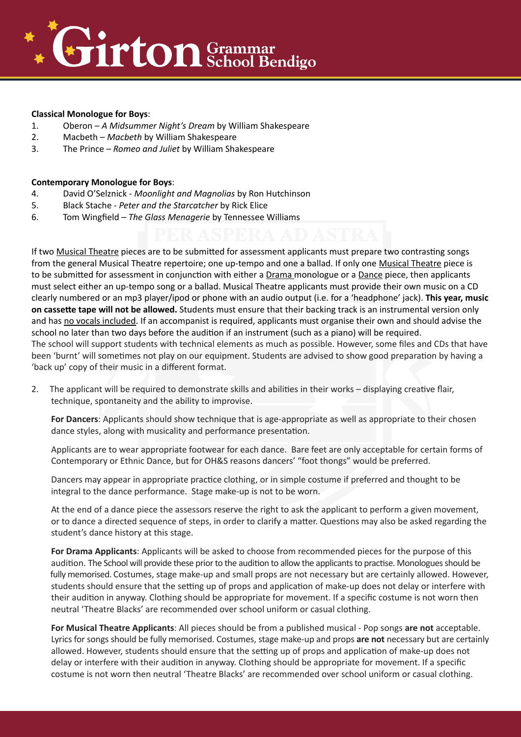**Classical Monologue for Boys**:

1. Oberon – *A Midsummer Night's Dream* by William Shakespeare
2. Macbeth – *Macbeth* by William Shakespeare
3. The Prince – *Romeo and Juliet* by William Shakespeare

**Contemporary Monologue for Boys**:

4. David O'Selznick - *Moonlight and Magnolias* by Ron Hutchinson
5. Black Stache - *Peter and the Starcatcher* by Rick Elice
6. Tom Wingfield – *The Glass Menagerie* by Tennessee Williams

If two Musical Theatre pieces are to be submitted for assessment applicants must prepare two contrasting songs from the general Musical Theatre repertoire; one up-tempo and one a ballad. If only one Musical Theatre piece is to be submitted for assessment in conjunction with either a Drama monologue or a Dance piece, then applicants must select either an up-tempo song or a ballad. Musical Theatre applicants must provide their own music on a CD clearly numbered or an mp3 player/ipod or phone with an audio output (i.e. for a 'headphone' jack). **This year, music on cassette tape will not be allowed.** Students must ensure that their backing track is an instrumental version only and has no vocals included. If an accompanist is required, applicants must organise their own and should advise the school no later than two days before the audition if an instrument (such as a piano) will be required.
The school will support students with technical elements as much as possible. However, some files and CDs that have been 'burnt' will sometimes not play on our equipment. Students are advised to show good preparation by having a 'back up' copy of their music in a different format.

2. The applicant will be required to demonstrate skills and abilities in their works – displaying creative flair, technique, spontaneity and the ability to improvise.

   **For Dancers**: Applicants should show technique that is age-appropriate as well as appropriate to their chosen dance styles, along with musicality and performance presentation.

   Applicants are to wear appropriate footwear for each dance. Bare feet are only acceptable for certain forms of Contemporary or Ethnic Dance, but for OH&S reasons dancers' "foot thongs" would be preferred.

   Dancers may appear in appropriate practice clothing, or in simple costume if preferred and thought to be integral to the dance performance. Stage make-up is not to be worn.

   At the end of a dance piece the assessors reserve the right to ask the applicant to perform a given movement, or to dance a directed sequence of steps, in order to clarify a matter. Questions may also be asked regarding the student's dance history at this stage.

   **For Drama Applicants**: Applicants will be asked to choose from recommended pieces for the purpose of this audition. The School will provide these prior to the audition to allow the applicants to practise. Monologues should be fully memorised. Costumes, stage make-up and small props are not necessary but are certainly allowed. However, students should ensure that the setting up of props and application of make-up does not delay or interfere with their audition in anyway. Clothing should be appropriate for movement. If a specific costume is not worn then neutral 'Theatre Blacks' are recommended over school uniform or casual clothing.

   **For Musical Theatre Applicants**: All pieces should be from a published musical - Pop songs **are not** acceptable. Lyrics for songs should be fully memorised. Costumes, stage make-up and props **are not** necessary but are certainly allowed. However, students should ensure that the setting up of props and application of make-up does not delay or interfere with their audition in anyway. Clothing should be appropriate for movement. If a specific costume is not worn then neutral 'Theatre Blacks' are recommended over school uniform or casual clothing.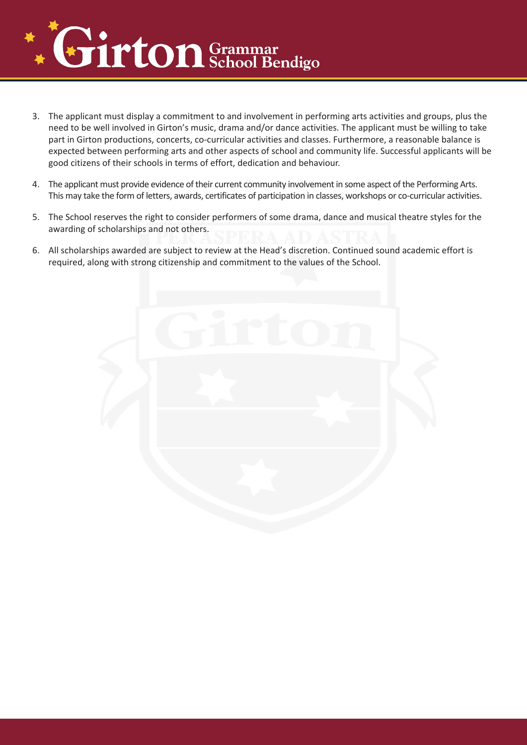3. The applicant must display a commitment to and involvement in performing arts activities and groups, plus the need to be well involved in Girton's music, drama and/or dance activities. The applicant must be willing to take part in Girton productions, concerts, co-curricular activities and classes. Furthermore, a reasonable balance is expected between performing arts and other aspects of school and community life. Successful applicants will be good citizens of their schools in terms of effort, dedication and behaviour.

4. The applicant must provide evidence of their current community involvement in some aspect of the Performing Arts. This may take the form of letters, awards, certificates of participation in classes, workshops or co-curricular activities.

5. The School reserves the right to consider performers of some drama, dance and musical theatre styles for the awarding of scholarships and not others.

6. All scholarships awarded are subject to review at the Head's discretion. Continued sound academic effort is required, along with strong citizenship and commitment to the values of the School.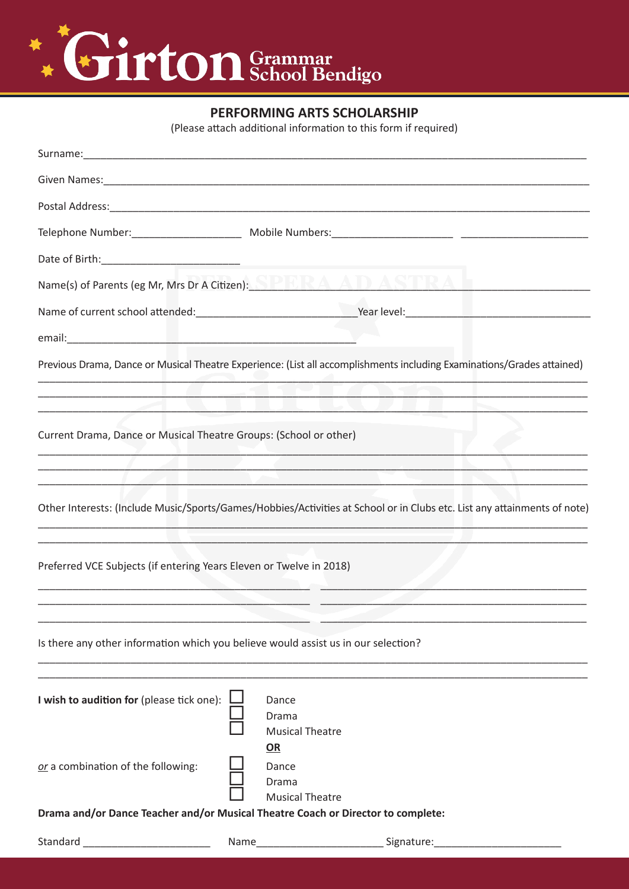Girton Grammar School Bendigo

## PERFORMING ARTS SCHOLARSHIP

(Please attach additional information to this form if required)

Surname:\_\_\_\_\_\_\_\_\_\_\_\_\_\_\_\_\_\_\_\_\_\_\_\_\_\_\_\_\_\_\_\_\_\_\_\_\_\_\_\_\_\_\_\_\_\_\_\_

Given Names:\_\_\_\_\_\_\_\_\_\_\_\_\_\_\_\_\_\_\_\_\_\_\_\_\_\_\_\_\_\_\_\_\_\_\_\_\_\_\_\_\_\_\_\_\_\_\_\_

Postal Address:\_\_\_\_\_\_\_\_\_\_\_\_\_\_\_\_\_\_\_\_\_\_\_\_\_\_\_\_\_\_\_\_\_\_\_\_\_\_\_\_\_\_\_\_\_\_\_\_

Telephone Number:\_\_\_\_\_\_\_\_\_\_\_\_\_\_\_\_\_\_\_\_ Mobile Numbers:\_\_\_\_\_\_\_\_\_\_\_\_\_\_\_\_\_\_\_\_ \_\_\_\_\_\_\_\_\_\_\_\_\_\_\_\_\_\_\_\_

Date of Birth:\_\_\_\_\_\_\_\_\_\_\_\_\_\_\_\_\_\_\_\_\_\_\_\_

Name(s) of Parents (eg Mr, Mrs Dr A Citizen):\_\_\_\_\_\_\_\_\_\_\_\_\_\_\_\_\_\_\_\_\_\_\_\_\_\_\_\_\_\_\_\_\_\_\_\_

Name of current school attended:\_\_\_\_\_\_\_\_\_\_\_\_\_\_\_\_\_\_\_\_\_\_\_\_\_\_\_\_Year level:\_\_\_\_\_\_\_\_\_\_\_\_\_\_\_\_\_\_\_\_\_\_\_\_\_\_\_\_

email:\_\_\_\_\_\_\_\_\_\_\_\_\_\_\_\_\_\_\_\_\_\_\_\_\_\_\_\_\_\_\_\_\_\_\_\_\_\_\_\_\_\_\_\_\_\_\_\_

Previous Drama, Dance or Musical Theatre Experience: (List all accomplishments including Examinations/Grades attained)

\_\_\_\_\_\_\_\_\_\_\_\_\_\_\_\_\_\_\_\_\_\_\_\_\_\_\_\_\_\_\_\_\_\_\_\_\_\_\_\_\_\_\_\_\_\_\_\_\_\_\_\_\_\_\_\_\_\_\_\_\_\_\_\_\_\_\_\_\_\_\_\_\_\_\_\_\_\_\_\_\_\_\_\_\_\_\_\_\_\_\_\_\_\_\_\_

\_\_\_\_\_\_\_\_\_\_\_\_\_\_\_\_\_\_\_\_\_\_\_\_\_\_\_\_\_\_\_\_\_\_\_\_\_\_\_\_\_\_\_\_\_\_\_\_\_\_\_\_\_\_\_\_\_\_\_\_\_\_\_\_\_\_\_\_\_\_\_\_\_\_\_\_\_\_\_\_\_\_\_\_\_\_\_\_\_\_\_\_\_\_\_\_

\_\_\_\_\_\_\_\_\_\_\_\_\_\_\_\_\_\_\_\_\_\_\_\_\_\_\_\_\_\_\_\_\_\_\_\_\_\_\_\_\_\_\_\_\_\_\_\_\_\_\_\_\_\_\_\_\_\_\_\_\_\_\_\_\_\_\_\_\_\_\_\_\_\_\_\_\_\_\_\_\_\_\_\_\_\_\_\_\_\_\_\_\_\_\_\_

Current Drama, Dance or Musical Theatre Groups: (School or other)

\_\_\_\_\_\_\_\_\_\_\_\_\_\_\_\_\_\_\_\_\_\_\_\_\_\_\_\_\_\_\_\_\_\_\_\_\_\_\_\_\_\_\_\_\_\_\_\_\_\_\_\_\_\_\_\_\_\_\_\_\_\_\_\_\_\_\_\_\_\_\_\_\_\_\_\_\_\_\_\_\_\_\_\_\_\_\_\_\_\_\_\_\_\_\_\_

\_\_\_\_\_\_\_\_\_\_\_\_\_\_\_\_\_\_\_\_\_\_\_\_\_\_\_\_\_\_\_\_\_\_\_\_\_\_\_\_\_\_\_\_\_\_\_\_\_\_\_\_\_\_\_\_\_\_\_\_\_\_\_\_\_\_\_\_\_\_\_\_\_\_\_\_\_\_\_\_\_\_\_\_\_\_\_\_\_\_\_\_\_\_\_\_

\_\_\_\_\_\_\_\_\_\_\_\_\_\_\_\_\_\_\_\_\_\_\_\_\_\_\_\_\_\_\_\_\_\_\_\_\_\_\_\_\_\_\_\_\_\_\_\_\_\_\_\_\_\_\_\_\_\_\_\_\_\_\_\_\_\_\_\_\_\_\_\_\_\_\_\_\_\_\_\_\_\_\_\_\_\_\_\_\_\_\_\_\_\_\_\_

Other Interests: (Include Music/Sports/Games/Hobbies/Activities at School or in Clubs etc. List any attainments of note)

\_\_\_\_\_\_\_\_\_\_\_\_\_\_\_\_\_\_\_\_\_\_\_\_\_\_\_\_\_\_\_\_\_\_\_\_\_\_\_\_\_\_\_\_\_\_\_\_\_\_\_\_\_\_\_\_\_\_\_\_\_\_\_\_\_\_\_\_\_\_\_\_\_\_\_\_\_\_\_\_\_\_\_\_\_\_\_\_\_\_\_\_\_\_\_\_

\_\_\_\_\_\_\_\_\_\_\_\_\_\_\_\_\_\_\_\_\_\_\_\_\_\_\_\_\_\_\_\_\_\_\_\_\_\_\_\_\_\_\_\_\_\_\_\_\_\_\_\_\_\_\_\_\_\_\_\_\_\_\_\_\_\_\_\_\_\_\_\_\_\_\_\_\_\_\_\_\_\_\_\_\_\_\_\_\_\_\_\_\_\_\_\_

Preferred VCE Subjects (if entering Years Eleven or Twelve in 2018)

\_\_\_\_\_\_\_\_\_\_\_\_\_\_\_\_\_\_\_\_\_\_\_\_\_\_\_\_\_\_\_\_\_\_\_\_\_\_\_\_\_\_\_\_ \_\_\_\_\_\_\_\_\_\_\_\_\_\_\_\_\_\_\_\_\_\_\_\_\_\_\_\_\_\_\_\_\_\_\_\_\_\_\_\_\_\_\_\_

\_\_\_\_\_\_\_\_\_\_\_\_\_\_\_\_\_\_\_\_\_\_\_\_\_\_\_\_\_\_\_\_\_\_\_\_\_\_\_\_\_\_\_\_ \_\_\_\_\_\_\_\_\_\_\_\_\_\_\_\_\_\_\_\_\_\_\_\_\_\_\_\_\_\_\_\_\_\_\_\_\_\_\_\_\_\_\_\_

\_\_\_\_\_\_\_\_\_\_\_\_\_\_\_\_\_\_\_\_\_\_\_\_\_\_\_\_\_\_\_\_\_\_\_\_\_\_\_\_\_\_\_\_ \_\_\_\_\_\_\_\_\_\_\_\_\_\_\_\_\_\_\_\_\_\_\_\_\_\_\_\_\_\_\_\_\_\_\_\_\_\_\_\_\_\_\_\_

Is there any other information which you believe would assist us in our selection?

\_\_\_\_\_\_\_\_\_\_\_\_\_\_\_\_\_\_\_\_\_\_\_\_\_\_\_\_\_\_\_\_\_\_\_\_\_\_\_\_\_\_\_\_\_\_\_\_\_\_\_\_\_\_\_\_\_\_\_\_\_\_\_\_\_\_\_\_\_\_\_\_\_\_\_\_\_\_\_\_\_\_\_\_\_\_\_\_\_\_\_\_\_\_\_\_

\_\_\_\_\_\_\_\_\_\_\_\_\_\_\_\_\_\_\_\_\_\_\_\_\_\_\_\_\_\_\_\_\_\_\_\_\_\_\_\_\_\_\_\_\_\_\_\_\_\_\_\_\_\_\_\_\_\_\_\_\_\_\_\_\_\_\_\_\_\_\_\_\_\_\_\_\_\_\_\_\_\_\_\_\_\_\_\_\_\_\_\_\_\_\_\_

**I wish to audition for** (please tick one):

- ☐ Dance
- ☐ Drama
- ☐ Musical Theatre

**<u>OR</u>**

*<u>or</u>* a combination of the following:

- ☐ Dance
- ☐ Drama
- ☐ Musical Theatre

**Drama and/or Dance Teacher and/or Musical Theatre Coach or Director to complete:**

Standard \_\_\_\_\_\_\_\_\_\_\_\_\_\_\_\_\_\_\_\_\_\_ Name\_\_\_\_\_\_\_\_\_\_\_\_\_\_\_\_\_\_\_\_\_\_ Signature:\_\_\_\_\_\_\_\_\_\_\_\_\_\_\_\_\_\_\_\_\_\_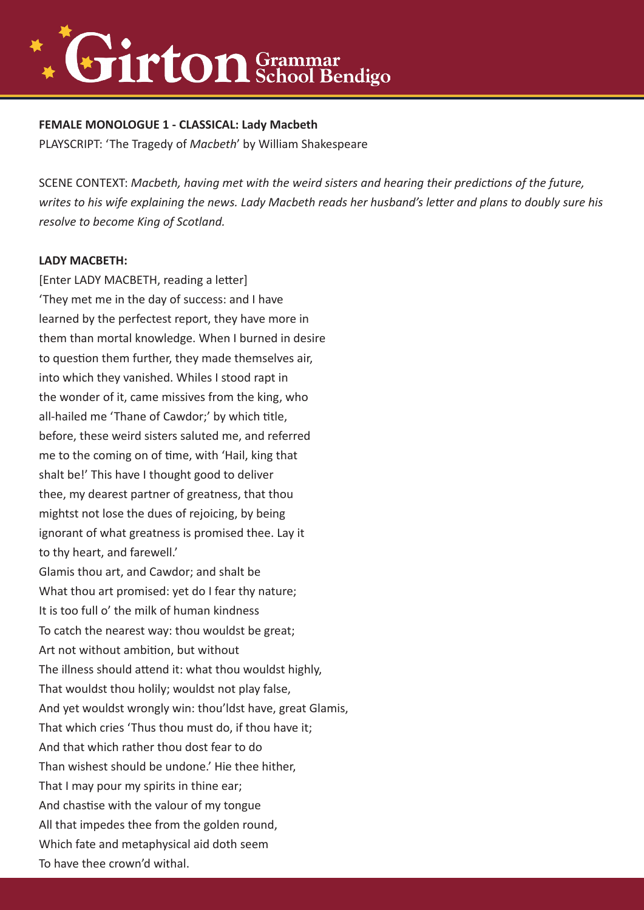**FEMALE MONOLOGUE 1 - CLASSICAL: Lady Macbeth**

PLAYSCRIPT: 'The Tragedy of *Macbeth*' by William Shakespeare

SCENE CONTEXT: *Macbeth, having met with the weird sisters and hearing their predictions of the future, writes to his wife explaining the news. Lady Macbeth reads her husband's letter and plans to doubly sure his resolve to become King of Scotland.*

**LADY MACBETH:**

[Enter LADY MACBETH, reading a letter]  
'They met me in the day of success: and I have  
learned by the perfectest report, they have more in  
them than mortal knowledge. When I burned in desire  
to question them further, they made themselves air,  
into which they vanished. Whiles I stood rapt in  
the wonder of it, came missives from the king, who  
all-hailed me 'Thane of Cawdor;' by which title,  
before, these weird sisters saluted me, and referred  
me to the coming on of time, with 'Hail, king that  
shalt be!' This have I thought good to deliver  
thee, my dearest partner of greatness, that thou  
mightst not lose the dues of rejoicing, by being  
ignorant of what greatness is promised thee. Lay it  
to thy heart, and farewell.'  
Glamis thou art, and Cawdor; and shalt be  
What thou art promised: yet do I fear thy nature;  
It is too full o' the milk of human kindness  
To catch the nearest way: thou wouldst be great;  
Art not without ambition, but without  
The illness should attend it: what thou wouldst highly,  
That wouldst thou holily; wouldst not play false,  
And yet wouldst wrongly win: thou'ldst have, great Glamis,  
That which cries 'Thus thou must do, if thou have it;  
And that which rather thou dost fear to do  
Than wishest should be undone.' Hie thee hither,  
That I may pour my spirits in thine ear;  
And chastise with the valour of my tongue  
All that impedes thee from the golden round,  
Which fate and metaphysical aid doth seem  
To have thee crown'd withal.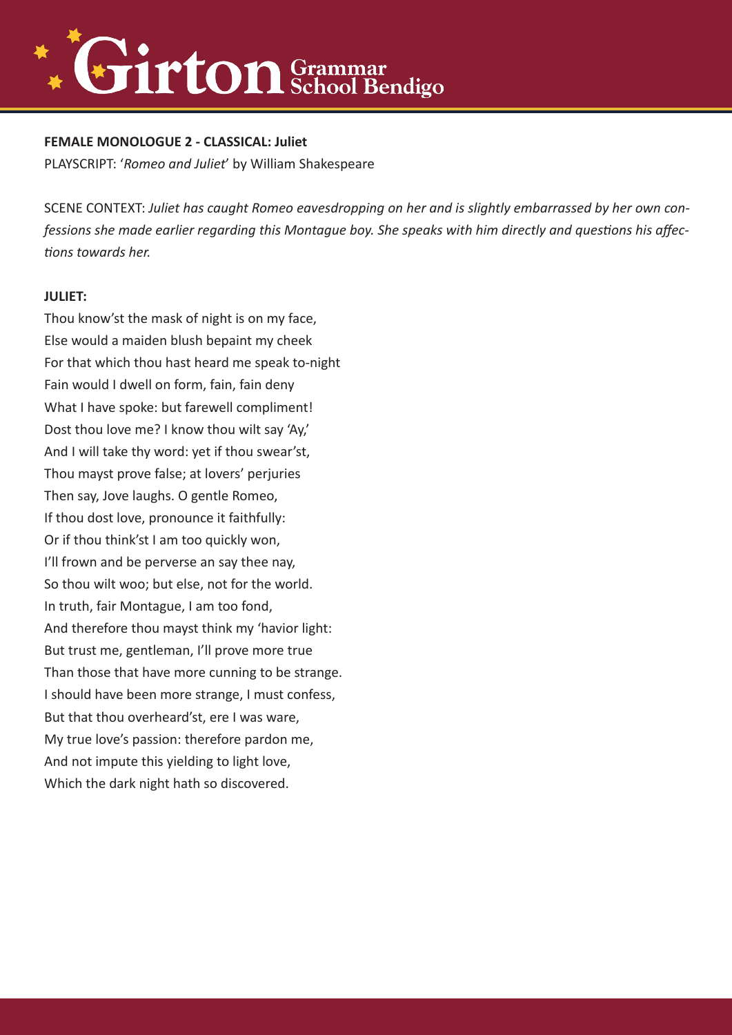**FEMALE MONOLOGUE 2 - CLASSICAL: Juliet**

PLAYSCRIPT: '*Romeo and Juliet*' by William Shakespeare

SCENE CONTEXT: *Juliet has caught Romeo eavesdropping on her and is slightly embarrassed by her own confessions she made earlier regarding this Montague boy. She speaks with him directly and questions his affections towards her.*

**JULIET:**

Thou know'st the mask of night is on my face,
Else would a maiden blush bepaint my cheek
For that which thou hast heard me speak to-night
Fain would I dwell on form, fain, fain deny
What I have spoke: but farewell compliment!
Dost thou love me? I know thou wilt say 'Ay,'
And I will take thy word: yet if thou swear'st,
Thou mayst prove false; at lovers' perjuries
Then say, Jove laughs. O gentle Romeo,
If thou dost love, pronounce it faithfully:
Or if thou think'st I am too quickly won,
I'll frown and be perverse an say thee nay,
So thou wilt woo; but else, not for the world.
In truth, fair Montague, I am too fond,
And therefore thou mayst think my 'havior light:
But trust me, gentleman, I'll prove more true
Than those that have more cunning to be strange.
I should have been more strange, I must confess,
But that thou overheard'st, ere I was ware,
My true love's passion: therefore pardon me,
And not impute this yielding to light love,
Which the dark night hath so discovered.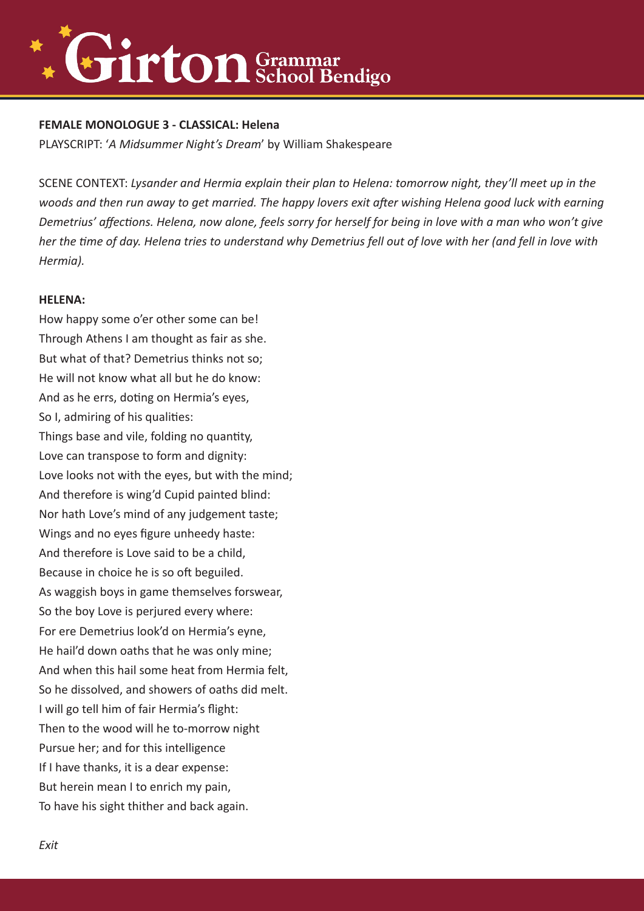**FEMALE MONOLOGUE 3 - CLASSICAL: Helena**

PLAYSCRIPT: '*A Midsummer Night's Dream*' by William Shakespeare

SCENE CONTEXT: *Lysander and Hermia explain their plan to Helena: tomorrow night, they'll meet up in the woods and then run away to get married. The happy lovers exit after wishing Helena good luck with earning Demetrius' affections. Helena, now alone, feels sorry for herself for being in love with a man who won't give her the time of day. Helena tries to understand why Demetrius fell out of love with her (and fell in love with Hermia).*

**HELENA:**

How happy some o'er other some can be!  
Through Athens I am thought as fair as she.  
But what of that? Demetrius thinks not so;  
He will not know what all but he do know:  
And as he errs, doting on Hermia's eyes,  
So I, admiring of his qualities:  
Things base and vile, folding no quantity,  
Love can transpose to form and dignity:  
Love looks not with the eyes, but with the mind;  
And therefore is wing'd Cupid painted blind:  
Nor hath Love's mind of any judgement taste;  
Wings and no eyes figure unheedy haste:  
And therefore is Love said to be a child,  
Because in choice he is so oft beguiled.  
As waggish boys in game themselves forswear,  
So the boy Love is perjured every where:  
For ere Demetrius look'd on Hermia's eyne,  
He hail'd down oaths that he was only mine;  
And when this hail some heat from Hermia felt,  
So he dissolved, and showers of oaths did melt.  
I will go tell him of fair Hermia's flight:  
Then to the wood will he to-morrow night  
Pursue her; and for this intelligence  
If I have thanks, it is a dear expense:  
But herein mean I to enrich my pain,  
To have his sight thither and back again.

*Exit*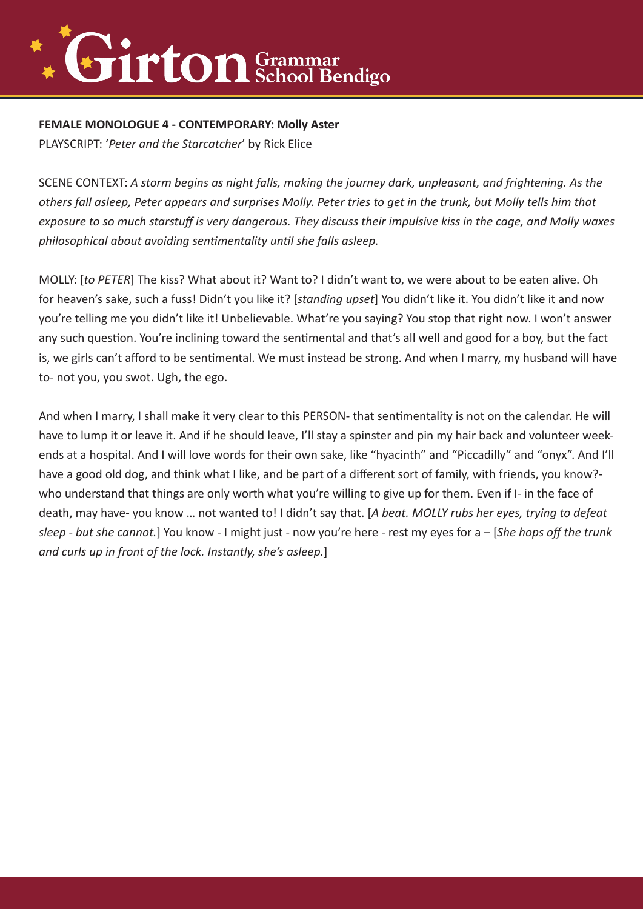**FEMALE MONOLOGUE 4 - CONTEMPORARY: Molly Aster**

PLAYSCRIPT: '*Peter and the Starcatcher*' by Rick Elice

SCENE CONTEXT: *A storm begins as night falls, making the journey dark, unpleasant, and frightening. As the others fall asleep, Peter appears and surprises Molly. Peter tries to get in the trunk, but Molly tells him that exposure to so much starstuff is very dangerous. They discuss their impulsive kiss in the cage, and Molly waxes philosophical about avoiding sentimentality until she falls asleep.*

MOLLY: [*to PETER*] The kiss? What about it? Want to? I didn't want to, we were about to be eaten alive. Oh for heaven's sake, such a fuss! Didn't you like it? [*standing upset*] You didn't like it. You didn't like it and now you're telling me you didn't like it! Unbelievable. What're you saying? You stop that right now. I won't answer any such question. You're inclining toward the sentimental and that's all well and good for a boy, but the fact is, we girls can't afford to be sentimental. We must instead be strong. And when I marry, my husband will have to- not you, you swot. Ugh, the ego.

And when I marry, I shall make it very clear to this PERSON- that sentimentality is not on the calendar. He will have to lump it or leave it. And if he should leave, I'll stay a spinster and pin my hair back and volunteer weekends at a hospital. And I will love words for their own sake, like "hyacinth" and "Piccadilly" and "onyx". And I'll have a good old dog, and think what I like, and be part of a different sort of family, with friends, you know?- who understand that things are only worth what you're willing to give up for them. Even if I- in the face of death, may have- you know … not wanted to! I didn't say that. [*A beat. MOLLY rubs her eyes, trying to defeat sleep - but she cannot.*] You know - I might just - now you're here - rest my eyes for a – [*She hops off the trunk and curls up in front of the lock. Instantly, she's asleep.*]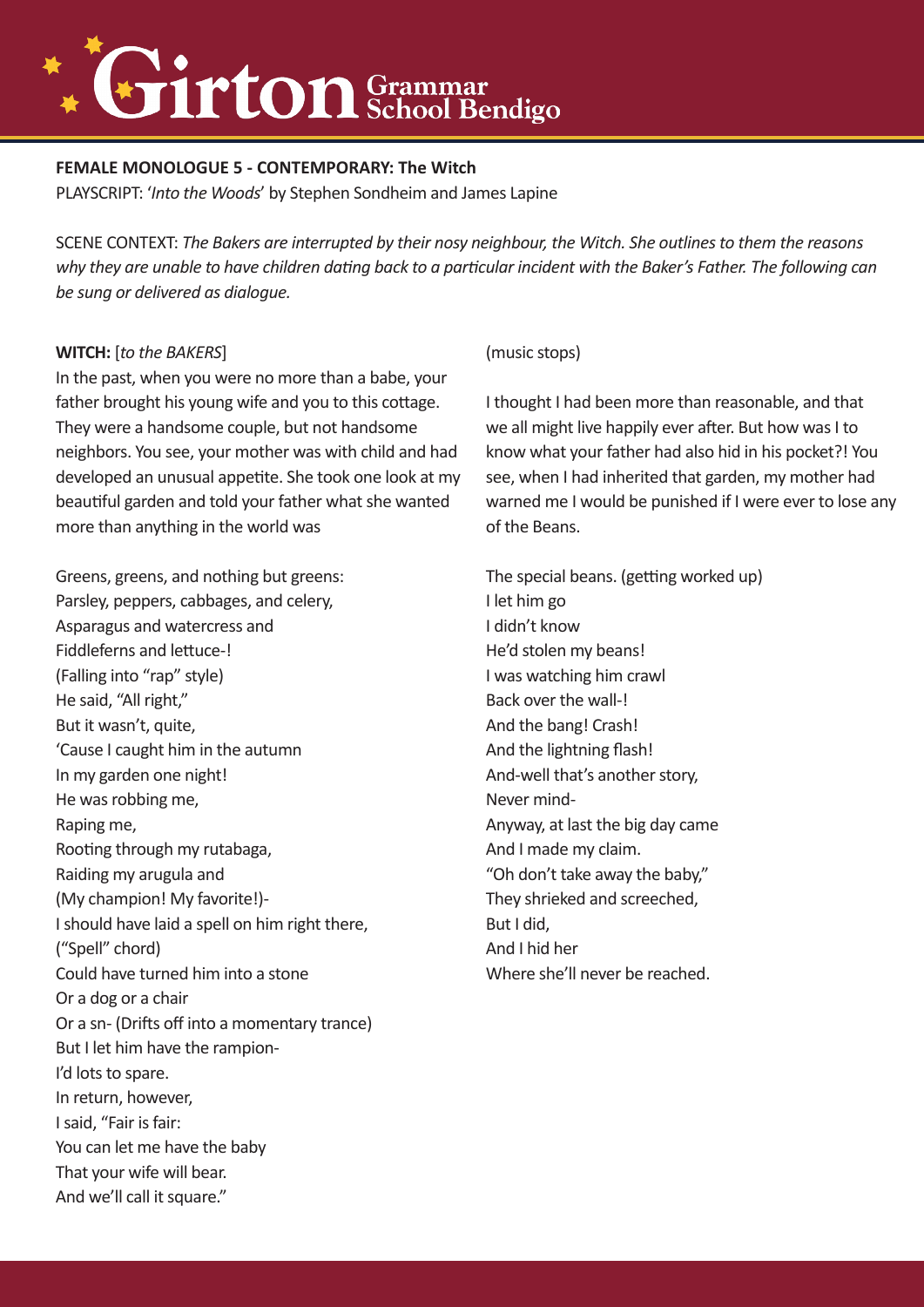**FEMALE MONOLOGUE 5 - CONTEMPORARY: The Witch**

PLAYSCRIPT: '*Into the Woods*' by Stephen Sondheim and James Lapine

SCENE CONTEXT: *The Bakers are interrupted by their nosy neighbour, the Witch. She outlines to them the reasons why they are unable to have children dating back to a particular incident with the Baker's Father. The following can be sung or delivered as dialogue.*

**WITCH:** [*to the BAKERS*]

In the past, when you were no more than a babe, your father brought his young wife and you to this cottage. They were a handsome couple, but not handsome neighbors. You see, your mother was with child and had developed an unusual appetite. She took one look at my beautiful garden and told your father what she wanted more than anything in the world was

Greens, greens, and nothing but greens:
Parsley, peppers, cabbages, and celery,
Asparagus and watercress and
Fiddleferns and lettuce-!
(Falling into "rap" style)
He said, "All right,"
But it wasn't, quite,
'Cause I caught him in the autumn
In my garden one night!
He was robbing me,
Raping me,
Rooting through my rutabaga,
Raiding my arugula and
(My champion! My favorite!)-
I should have laid a spell on him right there,
("Spell" chord)
Could have turned him into a stone
Or a dog or a chair
Or a sn- (Drifts off into a momentary trance)
But I let him have the rampion-
I'd lots to spare.
In return, however,
I said, "Fair is fair:
You can let me have the baby
That your wife will bear.
And we'll call it square."

(music stops)

I thought I had been more than reasonable, and that we all might live happily ever after. But how was I to know what your father had also hid in his pocket?! You see, when I had inherited that garden, my mother had warned me I would be punished if I were ever to lose any of the Beans.

The special beans. (getting worked up)
I let him go
I didn't know
He'd stolen my beans!
I was watching him crawl
Back over the wall-!
And the bang! Crash!
And the lightning flash!
And-well that's another story,
Never mind-
Anyway, at last the big day came
And I made my claim.
"Oh don't take away the baby,"
They shrieked and screeched,
But I did,
And I hid her
Where she'll never be reached.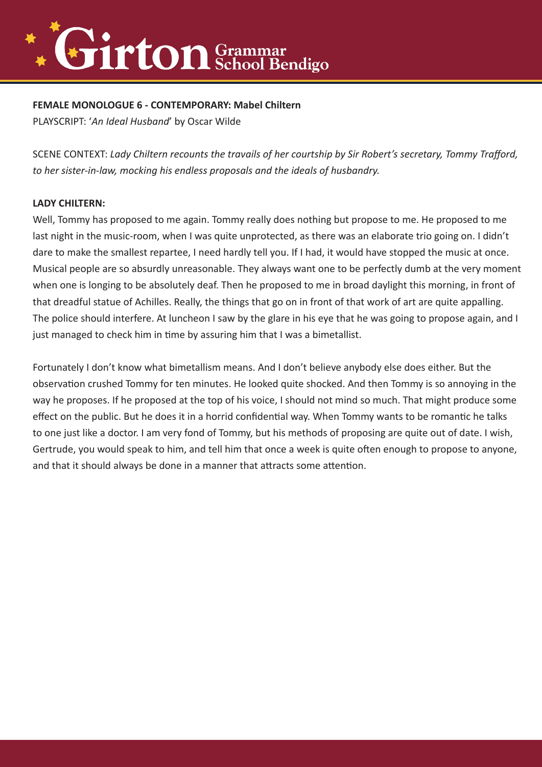**FEMALE MONOLOGUE 6 - CONTEMPORARY: Mabel Chiltern**

PLAYSCRIPT: '*An Ideal Husband*' by Oscar Wilde

SCENE CONTEXT: *Lady Chiltern recounts the travails of her courtship by Sir Robert's secretary, Tommy Trafford, to her sister-in-law, mocking his endless proposals and the ideals of husbandry.*

**LADY CHILTERN:**

Well, Tommy has proposed to me again. Tommy really does nothing but propose to me. He proposed to me last night in the music-room, when I was quite unprotected, as there was an elaborate trio going on. I didn't dare to make the smallest repartee, I need hardly tell you. If I had, it would have stopped the music at once. Musical people are so absurdly unreasonable. They always want one to be perfectly dumb at the very moment when one is longing to be absolutely deaf. Then he proposed to me in broad daylight this morning, in front of that dreadful statue of Achilles. Really, the things that go on in front of that work of art are quite appalling. The police should interfere. At luncheon I saw by the glare in his eye that he was going to propose again, and I just managed to check him in time by assuring him that I was a bimetallist.

Fortunately I don't know what bimetallism means. And I don't believe anybody else does either. But the observation crushed Tommy for ten minutes. He looked quite shocked. And then Tommy is so annoying in the way he proposes. If he proposed at the top of his voice, I should not mind so much. That might produce some effect on the public. But he does it in a horrid confidential way. When Tommy wants to be romantic he talks to one just like a doctor. I am very fond of Tommy, but his methods of proposing are quite out of date. I wish, Gertrude, you would speak to him, and tell him that once a week is quite often enough to propose to anyone, and that it should always be done in a manner that attracts some attention.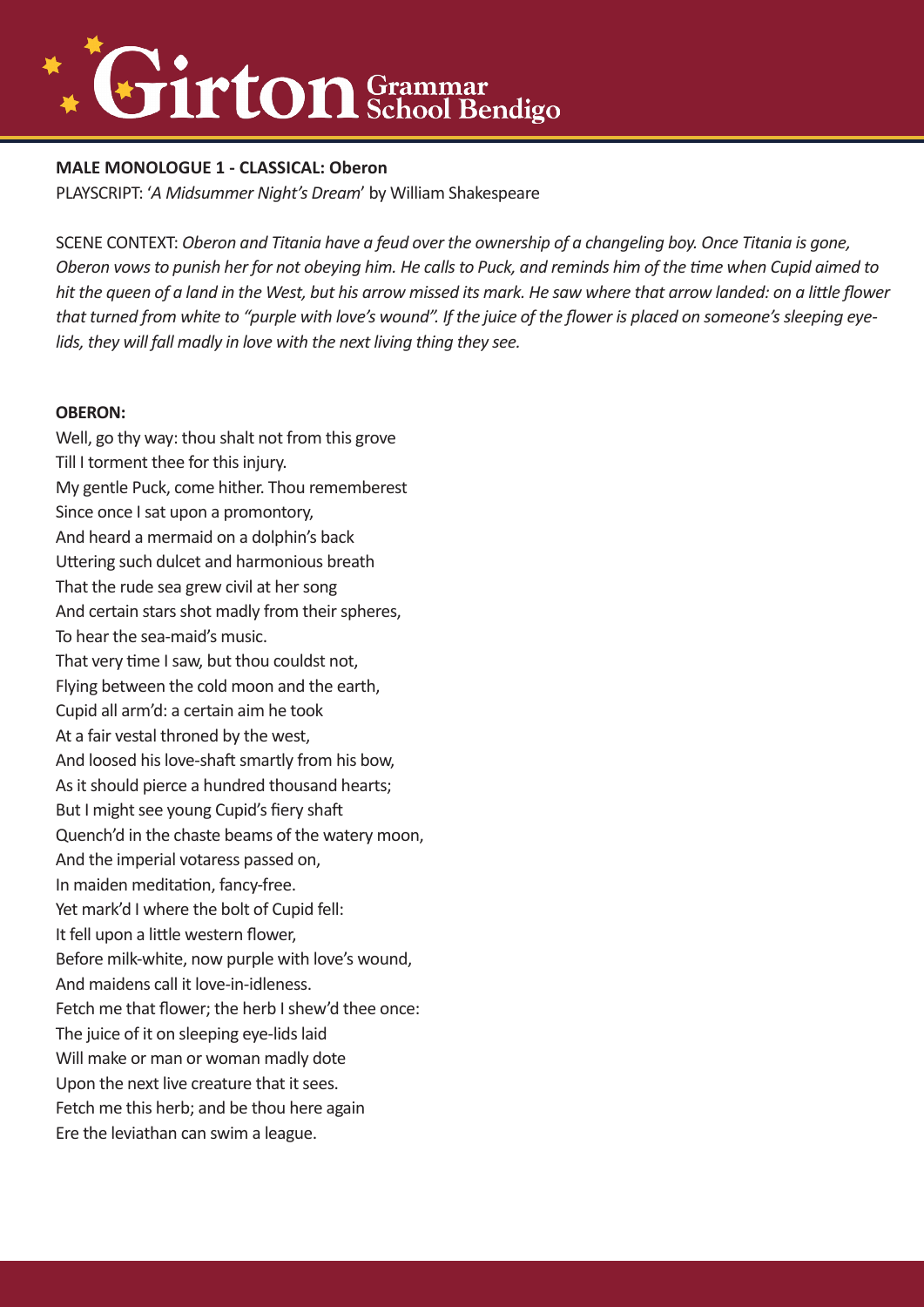**MALE MONOLOGUE 1 - CLASSICAL: Oberon**

PLAYSCRIPT: '*A Midsummer Night's Dream*' by William Shakespeare

SCENE CONTEXT: *Oberon and Titania have a feud over the ownership of a changeling boy. Once Titania is gone, Oberon vows to punish her for not obeying him. He calls to Puck, and reminds him of the time when Cupid aimed to hit the queen of a land in the West, but his arrow missed its mark. He saw where that arrow landed: on a little flower that turned from white to "purple with love's wound". If the juice of the flower is placed on someone's sleeping eye-lids, they will fall madly in love with the next living thing they see.*

**OBERON:**

Well, go thy way: thou shalt not from this grove
Till I torment thee for this injury.
My gentle Puck, come hither. Thou rememberest
Since once I sat upon a promontory,
And heard a mermaid on a dolphin's back
Uttering such dulcet and harmonious breath
That the rude sea grew civil at her song
And certain stars shot madly from their spheres,
To hear the sea-maid's music.
That very time I saw, but thou couldst not,
Flying between the cold moon and the earth,
Cupid all arm'd: a certain aim he took
At a fair vestal throned by the west,
And loosed his love-shaft smartly from his bow,
As it should pierce a hundred thousand hearts;
But I might see young Cupid's fiery shaft
Quench'd in the chaste beams of the watery moon,
And the imperial votaress passed on,
In maiden meditation, fancy-free.
Yet mark'd I where the bolt of Cupid fell:
It fell upon a little western flower,
Before milk-white, now purple with love's wound,
And maidens call it love-in-idleness.
Fetch me that flower; the herb I shew'd thee once:
The juice of it on sleeping eye-lids laid
Will make or man or woman madly dote
Upon the next live creature that it sees.
Fetch me this herb; and be thou here again
Ere the leviathan can swim a league.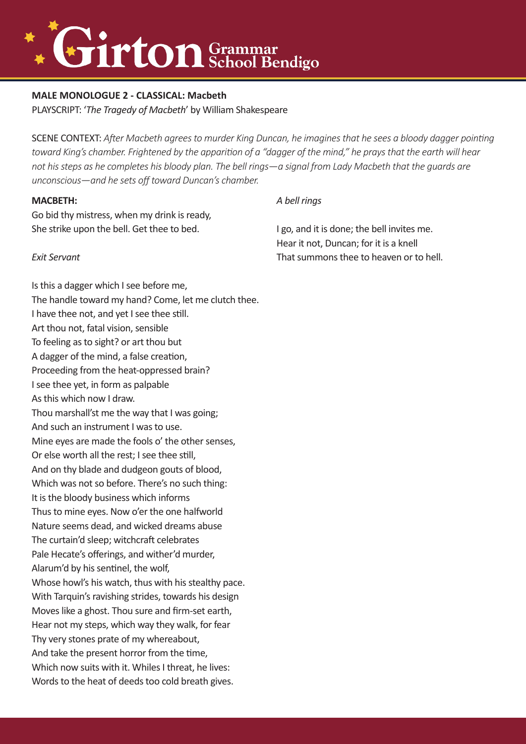**MALE MONOLOGUE 2 - CLASSICAL: Macbeth**

PLAYSCRIPT: '*The Tragedy of Macbeth*' by William Shakespeare

SCENE CONTEXT: *After Macbeth agrees to murder King Duncan, he imagines that he sees a bloody dagger pointing toward King's chamber. Frightened by the apparition of a "dagger of the mind," he prays that the earth will hear not his steps as he completes his bloody plan. The bell rings—a signal from Lady Macbeth that the guards are unconscious—and he sets off toward Duncan's chamber.*

**MACBETH:**

Go bid thy mistress, when my drink is ready,
She strike upon the bell. Get thee to bed.

*Exit Servant*

Is this a dagger which I see before me,
The handle toward my hand? Come, let me clutch thee.
I have thee not, and yet I see thee still.
Art thou not, fatal vision, sensible
To feeling as to sight? or art thou but
A dagger of the mind, a false creation,
Proceeding from the heat-oppressed brain?
I see thee yet, in form as palpable
As this which now I draw.
Thou marshall'st me the way that I was going;
And such an instrument I was to use.
Mine eyes are made the fools o' the other senses,
Or else worth all the rest; I see thee still,
And on thy blade and dudgeon gouts of blood,
Which was not so before. There's no such thing:
It is the bloody business which informs
Thus to mine eyes. Now o'er the one halfworld
Nature seems dead, and wicked dreams abuse
The curtain'd sleep; witchcraft celebrates
Pale Hecate's offerings, and wither'd murder,
Alarum'd by his sentinel, the wolf,
Whose howl's his watch, thus with his stealthy pace.
With Tarquin's ravishing strides, towards his design
Moves like a ghost. Thou sure and firm-set earth,
Hear not my steps, which way they walk, for fear
Thy very stones prate of my whereabout,
And take the present horror from the time,
Which now suits with it. Whiles I threat, he lives:
Words to the heat of deeds too cold breath gives.

*A bell rings*

I go, and it is done; the bell invites me.
Hear it not, Duncan; for it is a knell
That summons thee to heaven or to hell.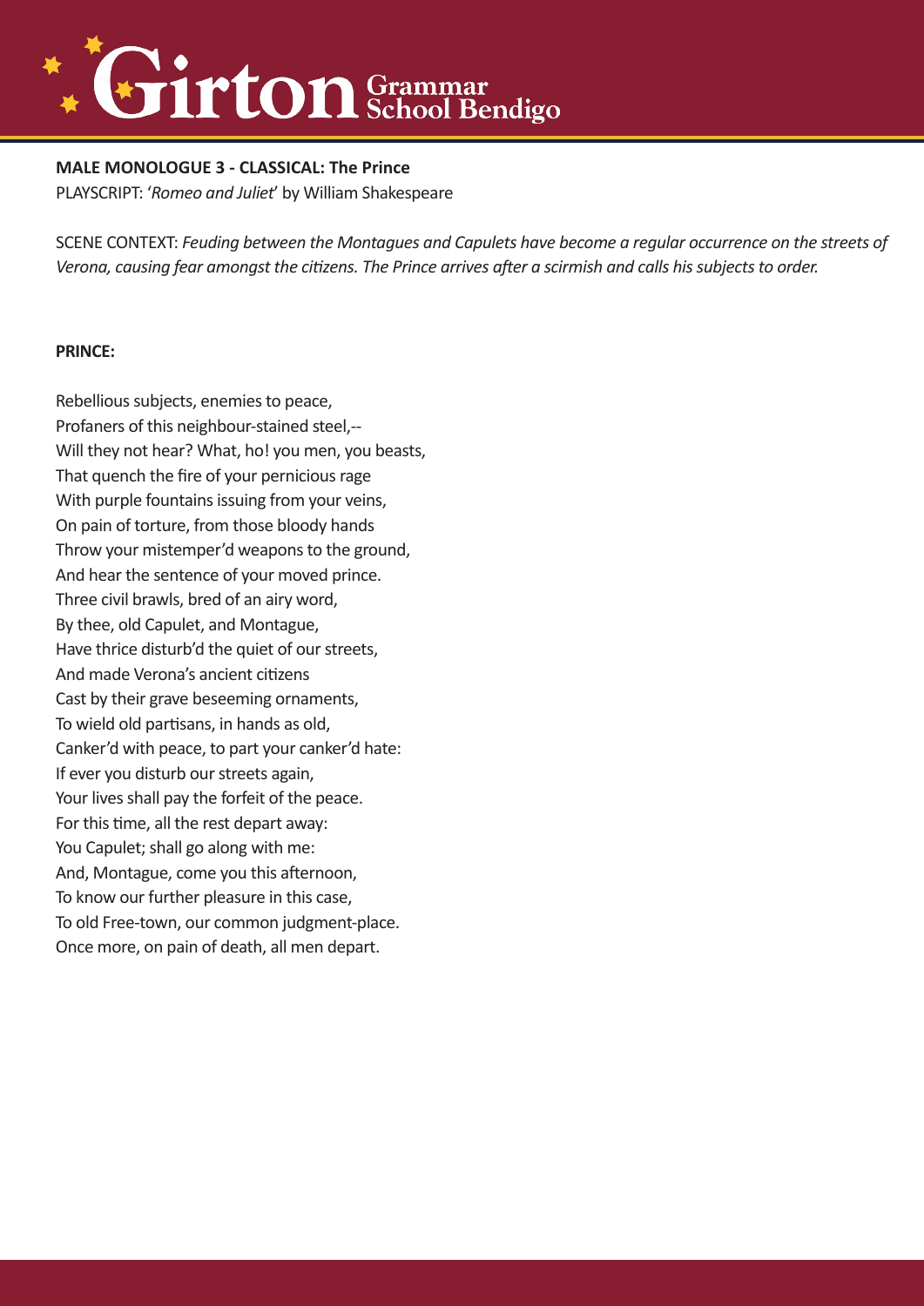**MALE MONOLOGUE 3 - CLASSICAL: The Prince**

PLAYSCRIPT: '*Romeo and Juliet*' by William Shakespeare

SCENE CONTEXT: *Feuding between the Montagues and Capulets have become a regular occurrence on the streets of Verona, causing fear amongst the citizens. The Prince arrives after a scirmish and calls his subjects to order.*

**PRINCE:**

Rebellious subjects, enemies to peace,
Profaners of this neighbour-stained steel,--
Will they not hear? What, ho! you men, you beasts,
That quench the fire of your pernicious rage
With purple fountains issuing from your veins,
On pain of torture, from those bloody hands
Throw your mistemper'd weapons to the ground,
And hear the sentence of your moved prince.
Three civil brawls, bred of an airy word,
By thee, old Capulet, and Montague,
Have thrice disturb'd the quiet of our streets,
And made Verona's ancient citizens
Cast by their grave beseeming ornaments,
To wield old partisans, in hands as old,
Canker'd with peace, to part your canker'd hate:
If ever you disturb our streets again,
Your lives shall pay the forfeit of the peace.
For this time, all the rest depart away:
You Capulet; shall go along with me:
And, Montague, come you this afternoon,
To know our further pleasure in this case,
To old Free-town, our common judgment-place.
Once more, on pain of death, all men depart.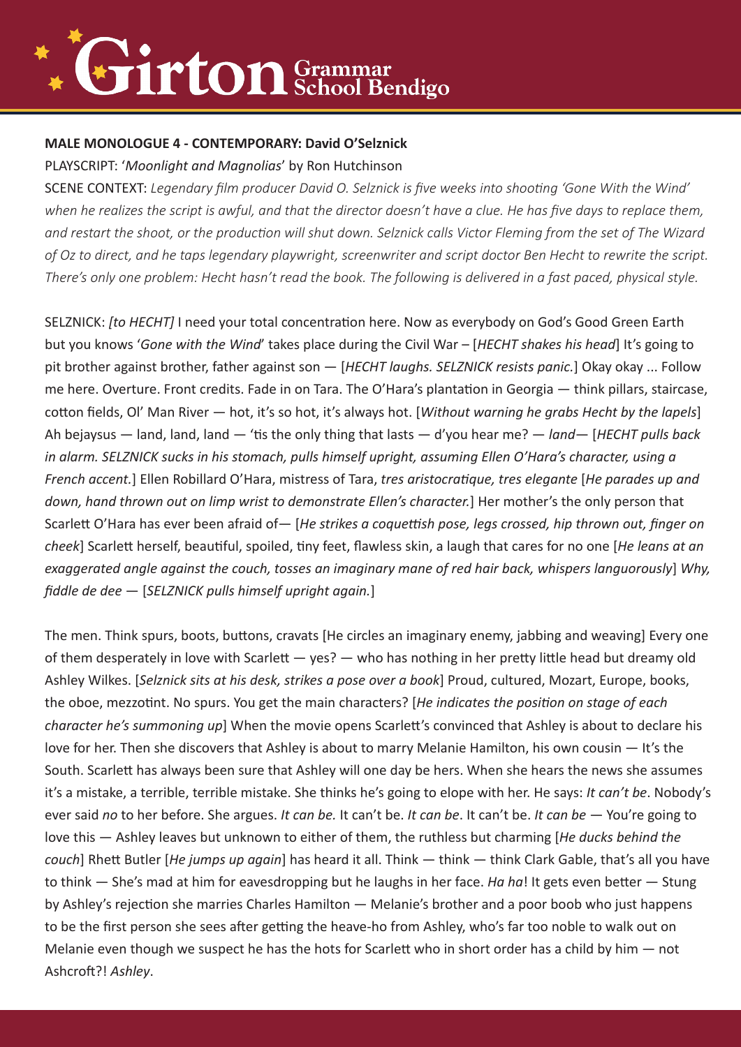**MALE MONOLOGUE 4 - CONTEMPORARY: David O'Selznick**

PLAYSCRIPT: '*Moonlight and Magnolias*' by Ron Hutchinson

SCENE CONTEXT: *Legendary film producer David O. Selznick is five weeks into shooting 'Gone With the Wind' when he realizes the script is awful, and that the director doesn't have a clue. He has five days to replace them, and restart the shoot, or the production will shut down. Selznick calls Victor Fleming from the set of The Wizard of Oz to direct, and he taps legendary playwright, screenwriter and script doctor Ben Hecht to rewrite the script. There's only one problem: Hecht hasn't read the book. The following is delivered in a fast paced, physical style.*

SELZNICK: *[to HECHT]* I need your total concentration here. Now as everybody on God's Good Green Earth but you knows '*Gone with the Wind*' takes place during the Civil War – [*HECHT shakes his head*] It's going to pit brother against brother, father against son — [*HECHT laughs. SELZNICK resists panic.*] Okay okay ... Follow me here. Overture. Front credits. Fade in on Tara. The O'Hara's plantation in Georgia — think pillars, staircase, cotton fields, Ol' Man River — hot, it's so hot, it's always hot. [*Without warning he grabs Hecht by the lapels*] Ah bejaysus — land, land, land — 'tis the only thing that lasts — d'you hear me? — *land*— [*HECHT pulls back in alarm. SELZNICK sucks in his stomach, pulls himself upright, assuming Ellen O'Hara's character, using a French accent.*] Ellen Robillard O'Hara, mistress of Tara, *tres aristocratique, tres elegante* [*He parades up and down, hand thrown out on limp wrist to demonstrate Ellen's character.*] Her mother's the only person that Scarlett O'Hara has ever been afraid of— [*He strikes a coquettish pose, legs crossed, hip thrown out, finger on cheek*] Scarlett herself, beautiful, spoiled, tiny feet, flawless skin, a laugh that cares for no one [*He leans at an exaggerated angle against the couch, tosses an imaginary mane of red hair back, whispers languorously*] *Why, fiddle de dee* — [*SELZNICK pulls himself upright again.*]

The men. Think spurs, boots, buttons, cravats [He circles an imaginary enemy, jabbing and weaving] Every one of them desperately in love with Scarlett — yes? — who has nothing in her pretty little head but dreamy old Ashley Wilkes. [*Selznick sits at his desk, strikes a pose over a book*] Proud, cultured, Mozart, Europe, books, the oboe, mezzotint. No spurs. You get the main characters? [*He indicates the position on stage of each character he's summoning up*] When the movie opens Scarlett's convinced that Ashley is about to declare his love for her. Then she discovers that Ashley is about to marry Melanie Hamilton, his own cousin — It's the South. Scarlett has always been sure that Ashley will one day be hers. When she hears the news she assumes it's a mistake, a terrible, terrible mistake. She thinks he's going to elope with her. He says: *It can't be*. Nobody's ever said *no* to her before. She argues. *It can be.* It can't be. *It can be*. It can't be. *It can be* — You're going to love this — Ashley leaves but unknown to either of them, the ruthless but charming [*He ducks behind the couch*] Rhett Butler [*He jumps up again*] has heard it all. Think — think — think Clark Gable, that's all you have to think — She's mad at him for eavesdropping but he laughs in her face. *Ha ha*! It gets even better — Stung by Ashley's rejection she marries Charles Hamilton — Melanie's brother and a poor boob who just happens to be the first person she sees after getting the heave-ho from Ashley, who's far too noble to walk out on Melanie even though we suspect he has the hots for Scarlett who in short order has a child by him — not Ashcroft?! *Ashley*.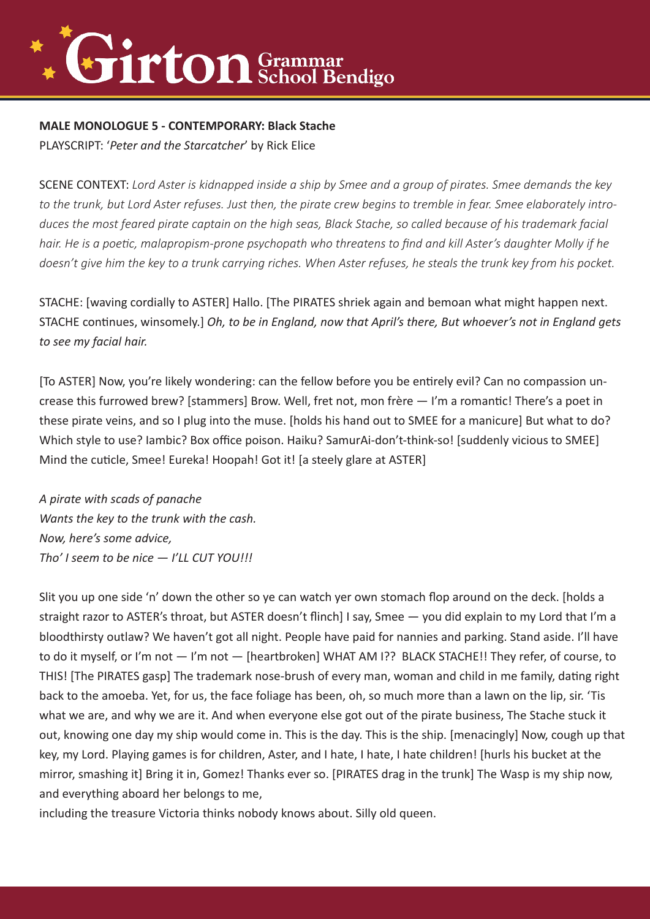**MALE MONOLOGUE 5 - CONTEMPORARY: Black Stache**

PLAYSCRIPT: '*Peter and the Starcatcher*' by Rick Elice

SCENE CONTEXT: *Lord Aster is kidnapped inside a ship by Smee and a group of pirates. Smee demands the key to the trunk, but Lord Aster refuses. Just then, the pirate crew begins to tremble in fear. Smee elaborately introduces the most feared pirate captain on the high seas, Black Stache, so called because of his trademark facial hair. He is a poetic, malapropism-prone psychopath who threatens to find and kill Aster's daughter Molly if he doesn't give him the key to a trunk carrying riches. When Aster refuses, he steals the trunk key from his pocket.*

STACHE: [waving cordially to ASTER] Hallo. [The PIRATES shriek again and bemoan what might happen next. STACHE continues, winsomely.] *Oh, to be in England, now that April's there, But whoever's not in England gets to see my facial hair.*

[To ASTER] Now, you're likely wondering: can the fellow before you be entirely evil? Can no compassion uncrease this furrowed brew? [stammers] Brow. Well, fret not, mon frère — I'm a romantic! There's a poet in these pirate veins, and so I plug into the muse. [holds his hand out to SMEE for a manicure] But what to do? Which style to use? Iambic? Box office poison. Haiku? SamurAi-don't-think-so! [suddenly vicious to SMEE] Mind the cuticle, Smee! Eureka! Hoopah! Got it! [a steely glare at ASTER]

*A pirate with scads of panache*
*Wants the key to the trunk with the cash.*
*Now, here's some advice,*
*Tho' I seem to be nice — I'LL CUT YOU!!!*

Slit you up one side 'n' down the other so ye can watch yer own stomach flop around on the deck. [holds a straight razor to ASTER's throat, but ASTER doesn't flinch] I say, Smee — you did explain to my Lord that I'm a bloodthirsty outlaw? We haven't got all night. People have paid for nannies and parking. Stand aside. I'll have to do it myself, or I'm not — I'm not — [heartbroken] WHAT AM I?? BLACK STACHE!! They refer, of course, to THIS! [The PIRATES gasp] The trademark nose-brush of every man, woman and child in me family, dating right back to the amoeba. Yet, for us, the face foliage has been, oh, so much more than a lawn on the lip, sir. 'Tis what we are, and why we are it. And when everyone else got out of the pirate business, The Stache stuck it out, knowing one day my ship would come in. This is the day. This is the ship. [menacingly] Now, cough up that key, my Lord. Playing games is for children, Aster, and I hate, I hate, I hate children! [hurls his bucket at the mirror, smashing it] Bring it in, Gomez! Thanks ever so. [PIRATES drag in the trunk] The Wasp is my ship now, and everything aboard her belongs to me,

including the treasure Victoria thinks nobody knows about. Silly old queen.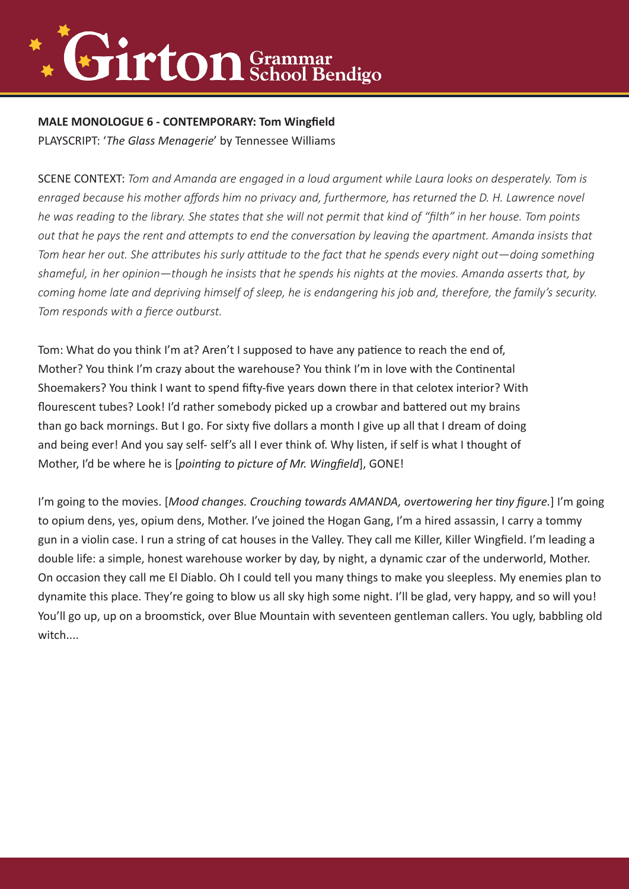**MALE MONOLOGUE 6 - CONTEMPORARY: Tom Wingfield**

PLAYSCRIPT: '*The Glass Menagerie*' by Tennessee Williams

SCENE CONTEXT: *Tom and Amanda are engaged in a loud argument while Laura looks on desperately. Tom is enraged because his mother affords him no privacy and, furthermore, has returned the D. H. Lawrence novel he was reading to the library. She states that she will not permit that kind of "filth" in her house. Tom points out that he pays the rent and attempts to end the conversation by leaving the apartment. Amanda insists that Tom hear her out. She attributes his surly attitude to the fact that he spends every night out—doing something shameful, in her opinion—though he insists that he spends his nights at the movies. Amanda asserts that, by coming home late and depriving himself of sleep, he is endangering his job and, therefore, the family's security. Tom responds with a fierce outburst.*

Tom: What do you think I'm at? Aren't I supposed to have any patience to reach the end of, Mother? You think I'm crazy about the warehouse? You think I'm in love with the Continental Shoemakers? You think I want to spend fifty-five years down there in that celotex interior? With flourescent tubes? Look! I'd rather somebody picked up a crowbar and battered out my brains than go back mornings. But I go. For sixty five dollars a month I give up all that I dream of doing and being ever! And you say self- self's all I ever think of. Why listen, if self is what I thought of Mother, I'd be where he is [*pointing to picture of Mr. Wingfield*], GONE!

I'm going to the movies. [*Mood changes. Crouching towards AMANDA, overtowering her tiny figure.*] I'm going to opium dens, yes, opium dens, Mother. I've joined the Hogan Gang, I'm a hired assassin, I carry a tommy gun in a violin case. I run a string of cat houses in the Valley. They call me Killer, Killer Wingfield. I'm leading a double life: a simple, honest warehouse worker by day, by night, a dynamic czar of the underworld, Mother. On occasion they call me El Diablo. Oh I could tell you many things to make you sleepless. My enemies plan to dynamite this place. They're going to blow us all sky high some night. I'll be glad, very happy, and so will you! You'll go up, up on a broomstick, over Blue Mountain with seventeen gentleman callers. You ugly, babbling old witch....